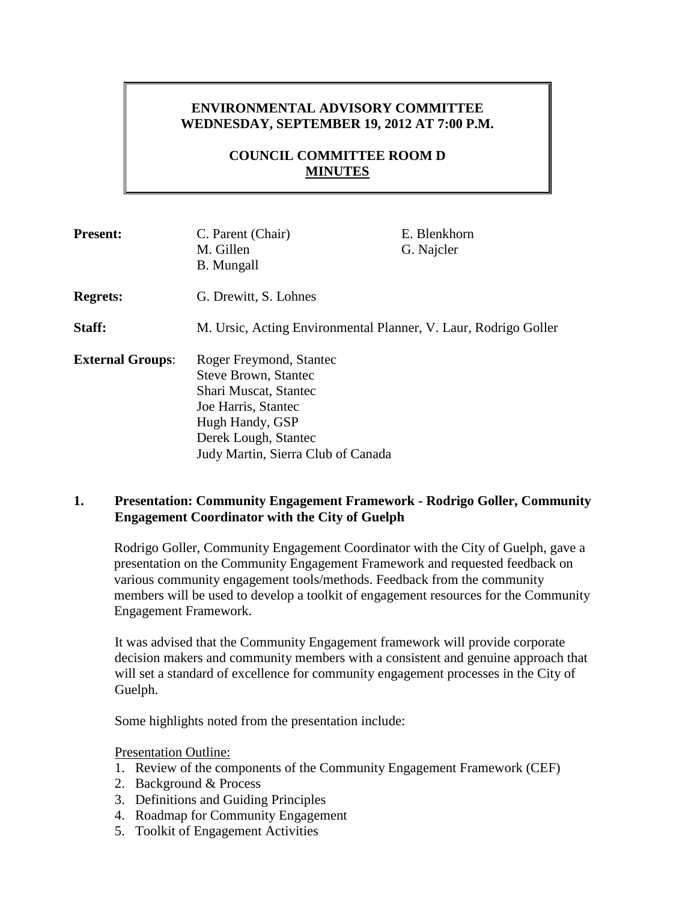**ENVIRONMENTAL ADVISORY COMMITTEE**
**WEDNESDAY, SEPTEMBER 19, 2012 AT 7:00 P.M.**

**COUNCIL COMMITTEE ROOM D**
**MINUTES**

| | | |
|---|---|---|
| **Present:** | C. Parent (Chair)<br>M. Gillen<br>B. Mungall | E. Blenkhorn<br>G. Najcler |
| **Regrets:** | G. Drewitt, S. Lohnes | |
| **Staff:** | M. Ursic, Acting Environmental Planner, V. Laur, Rodrigo Goller | |
| **External Groups**: | Roger Freymond, Stantec<br>Steve Brown, Stantec<br>Shari Muscat, Stantec<br>Joe Harris, Stantec<br>Hugh Handy, GSP<br>Derek Lough, Stantec<br>Judy Martin, Sierra Club of Canada | |

## 1. Presentation: Community Engagement Framework - Rodrigo Goller, Community Engagement Coordinator with the City of Guelph

Rodrigo Goller, Community Engagement Coordinator with the City of Guelph, gave a presentation on the Community Engagement Framework and requested feedback on various community engagement tools/methods. Feedback from the community members will be used to develop a toolkit of engagement resources for the Community Engagement Framework.

It was advised that the Community Engagement framework will provide corporate decision makers and community members with a consistent and genuine approach that will set a standard of excellence for community engagement processes in the City of Guelph.

Some highlights noted from the presentation include:

Presentation Outline:

1. Review of the components of the Community Engagement Framework (CEF)
2. Background & Process
3. Definitions and Guiding Principles
4. Roadmap for Community Engagement
5. Toolkit of Engagement Activities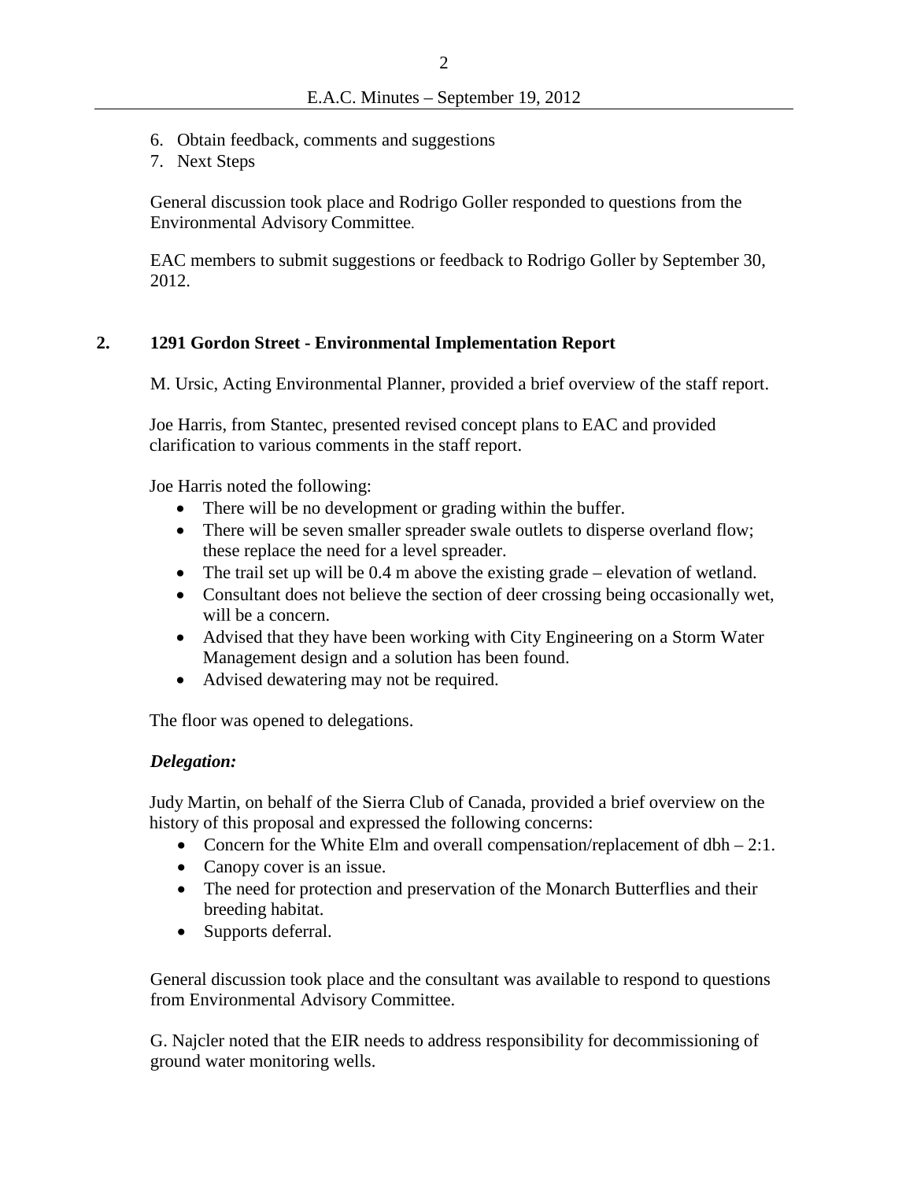6. Obtain feedback, comments and suggestions
7. Next Steps

General discussion took place and Rodrigo Goller responded to questions from the Environmental Advisory Committee.

EAC members to submit suggestions or feedback to Rodrigo Goller by September 30, 2012.

## 2. 1291 Gordon Street - Environmental Implementation Report

M. Ursic, Acting Environmental Planner, provided a brief overview of the staff report.

Joe Harris, from Stantec, presented revised concept plans to EAC and provided clarification to various comments in the staff report.

Joe Harris noted the following:

- There will be no development or grading within the buffer.
- There will be seven smaller spreader swale outlets to disperse overland flow; these replace the need for a level spreader.
- The trail set up will be 0.4 m above the existing grade – elevation of wetland.
- Consultant does not believe the section of deer crossing being occasionally wet, will be a concern.
- Advised that they have been working with City Engineering on a Storm Water Management design and a solution has been found.
- Advised dewatering may not be required.

The floor was opened to delegations.

***Delegation:***

Judy Martin, on behalf of the Sierra Club of Canada, provided a brief overview on the history of this proposal and expressed the following concerns:

- Concern for the White Elm and overall compensation/replacement of dbh – 2:1.
- Canopy cover is an issue.
- The need for protection and preservation of the Monarch Butterflies and their breeding habitat.
- Supports deferral.

General discussion took place and the consultant was available to respond to questions from Environmental Advisory Committee.

G. Najcler noted that the EIR needs to address responsibility for decommissioning of ground water monitoring wells.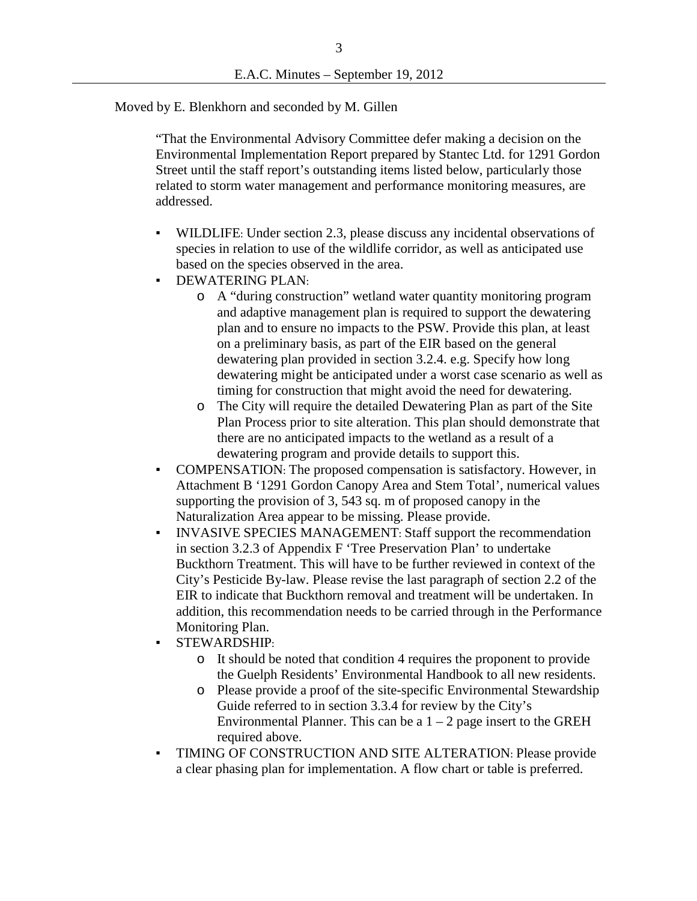Moved by E. Blenkhorn and seconded by M. Gillen

"That the Environmental Advisory Committee defer making a decision on the Environmental Implementation Report prepared by Stantec Ltd. for 1291 Gordon Street until the staff report's outstanding items listed below, particularly those related to storm water management and performance monitoring measures, are addressed.

- WILDLIFE: Under section 2.3, please discuss any incidental observations of species in relation to use of the wildlife corridor, as well as anticipated use based on the species observed in the area.
- DEWATERING PLAN:
  - A "during construction" wetland water quantity monitoring program and adaptive management plan is required to support the dewatering plan and to ensure no impacts to the PSW. Provide this plan, at least on a preliminary basis, as part of the EIR based on the general dewatering plan provided in section 3.2.4. e.g. Specify how long dewatering might be anticipated under a worst case scenario as well as timing for construction that might avoid the need for dewatering.
  - The City will require the detailed Dewatering Plan as part of the Site Plan Process prior to site alteration. This plan should demonstrate that there are no anticipated impacts to the wetland as a result of a dewatering program and provide details to support this.
- COMPENSATION: The proposed compensation is satisfactory. However, in Attachment B '1291 Gordon Canopy Area and Stem Total', numerical values supporting the provision of 3, 543 sq. m of proposed canopy in the Naturalization Area appear to be missing. Please provide.
- INVASIVE SPECIES MANAGEMENT: Staff support the recommendation in section 3.2.3 of Appendix F 'Tree Preservation Plan' to undertake Buckthorn Treatment. This will have to be further reviewed in context of the City's Pesticide By-law. Please revise the last paragraph of section 2.2 of the EIR to indicate that Buckthorn removal and treatment will be undertaken. In addition, this recommendation needs to be carried through in the Performance Monitoring Plan.
- STEWARDSHIP:
  - It should be noted that condition 4 requires the proponent to provide the Guelph Residents' Environmental Handbook to all new residents.
  - Please provide a proof of the site-specific Environmental Stewardship Guide referred to in section 3.3.4 for review by the City's Environmental Planner. This can be a 1 – 2 page insert to the GREH required above.
- TIMING OF CONSTRUCTION AND SITE ALTERATION: Please provide a clear phasing plan for implementation. A flow chart or table is preferred.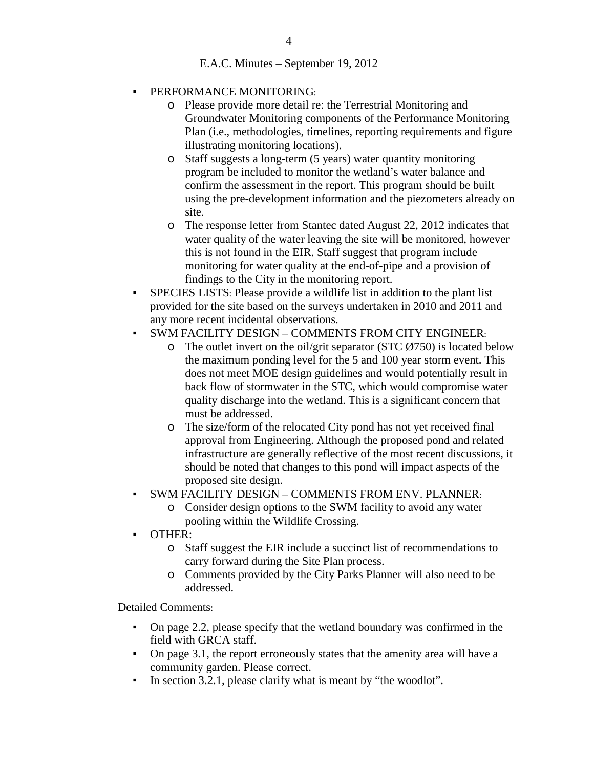- PERFORMANCE MONITORING:
  - Please provide more detail re: the Terrestrial Monitoring and Groundwater Monitoring components of the Performance Monitoring Plan (i.e., methodologies, timelines, reporting requirements and figure illustrating monitoring locations).
  - Staff suggests a long-term (5 years) water quantity monitoring program be included to monitor the wetland's water balance and confirm the assessment in the report. This program should be built using the pre-development information and the piezometers already on site.
  - The response letter from Stantec dated August 22, 2012 indicates that water quality of the water leaving the site will be monitored, however this is not found in the EIR. Staff suggest that program include monitoring for water quality at the end-of-pipe and a provision of findings to the City in the monitoring report.
- SPECIES LISTS: Please provide a wildlife list in addition to the plant list provided for the site based on the surveys undertaken in 2010 and 2011 and any more recent incidental observations.
- SWM FACILITY DESIGN – COMMENTS FROM CITY ENGINEER:
  - The outlet invert on the oil/grit separator (STC Ø750) is located below the maximum ponding level for the 5 and 100 year storm event. This does not meet MOE design guidelines and would potentially result in back flow of stormwater in the STC, which would compromise water quality discharge into the wetland. This is a significant concern that must be addressed.
  - The size/form of the relocated City pond has not yet received final approval from Engineering. Although the proposed pond and related infrastructure are generally reflective of the most recent discussions, it should be noted that changes to this pond will impact aspects of the proposed site design.
- SWM FACILITY DESIGN – COMMENTS FROM ENV. PLANNER:
  - Consider design options to the SWM facility to avoid any water pooling within the Wildlife Crossing.
- OTHER:
  - Staff suggest the EIR include a succinct list of recommendations to carry forward during the Site Plan process.
  - Comments provided by the City Parks Planner will also need to be addressed.

Detailed Comments:

- On page 2.2, please specify that the wetland boundary was confirmed in the field with GRCA staff.
- On page 3.1, the report erroneously states that the amenity area will have a community garden. Please correct.
- In section 3.2.1, please clarify what is meant by "the woodlot".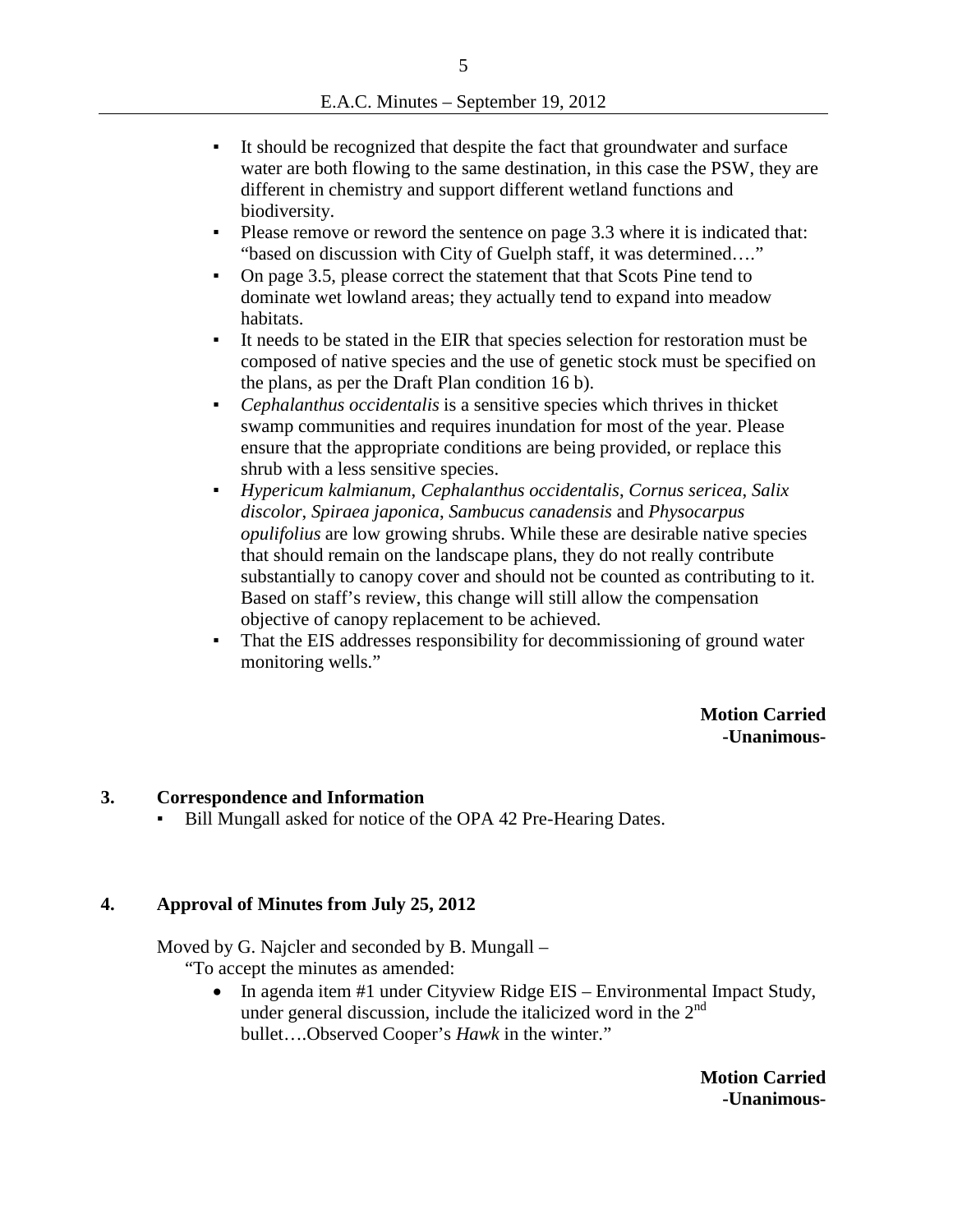- It should be recognized that despite the fact that groundwater and surface water are both flowing to the same destination, in this case the PSW, they are different in chemistry and support different wetland functions and biodiversity.
- Please remove or reword the sentence on page 3.3 where it is indicated that: "based on discussion with City of Guelph staff, it was determined…."
- On page 3.5, please correct the statement that that Scots Pine tend to dominate wet lowland areas; they actually tend to expand into meadow habitats.
- It needs to be stated in the EIR that species selection for restoration must be composed of native species and the use of genetic stock must be specified on the plans, as per the Draft Plan condition 16 b).
- *Cephalanthus occidentalis* is a sensitive species which thrives in thicket swamp communities and requires inundation for most of the year. Please ensure that the appropriate conditions are being provided, or replace this shrub with a less sensitive species.
- *Hypericum kalmianum*, *Cephalanthus occidentalis*, *Cornus sericea*, *Salix discolor*, *Spiraea japonica*, *Sambucus canadensis* and *Physocarpus opulifolius* are low growing shrubs. While these are desirable native species that should remain on the landscape plans, they do not really contribute substantially to canopy cover and should not be counted as contributing to it. Based on staff's review, this change will still allow the compensation objective of canopy replacement to be achieved.
- That the EIS addresses responsibility for decommissioning of ground water monitoring wells."

**Motion Carried**
**-Unanimous-**

## 3. Correspondence and Information

- Bill Mungall asked for notice of the OPA 42 Pre-Hearing Dates.

## 4. Approval of Minutes from July 25, 2012

Moved by G. Najcler and seconded by B. Mungall –

"To accept the minutes as amended:

- In agenda item #1 under Cityview Ridge EIS – Environmental Impact Study, under general discussion, include the italicized word in the 2nd bullet….Observed Cooper's *Hawk* in the winter."

**Motion Carried**
**-Unanimous-**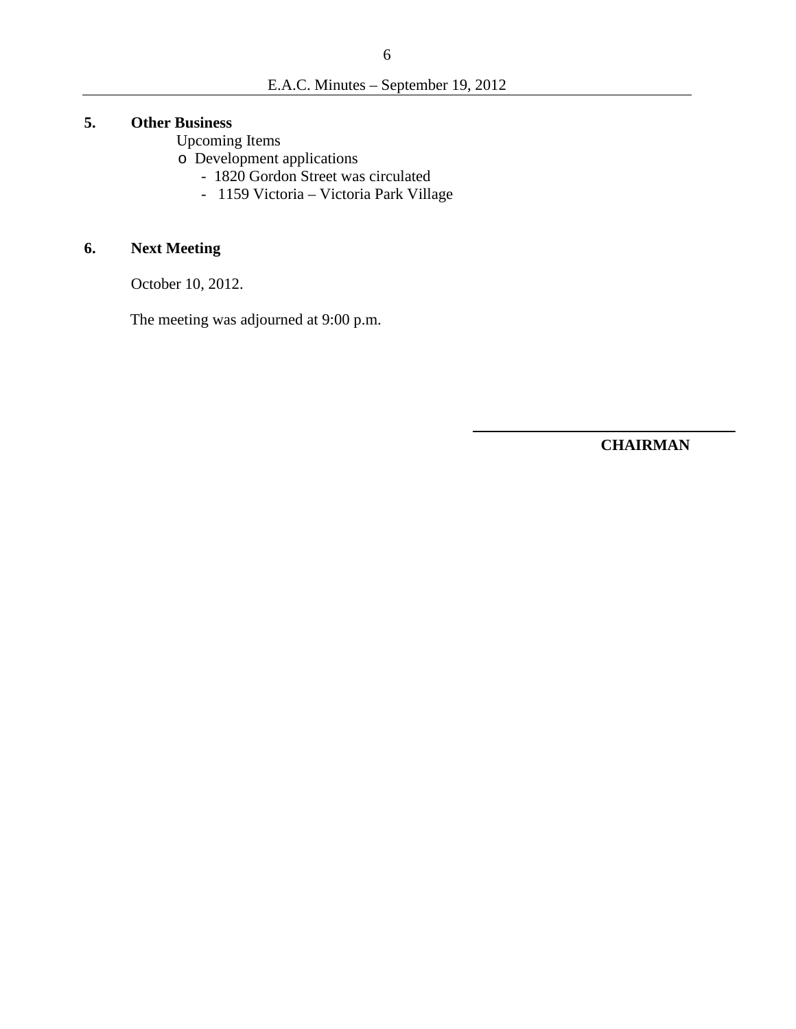**5. Other Business**

Upcoming Items

- Development applications
  - 1820 Gordon Street was circulated
  - 1159 Victoria – Victoria Park Village

**6. Next Meeting**

October 10, 2012.

The meeting was adjourned at 9:00 p.m.

\_\_\_\_\_\_\_\_\_\_\_\_\_\_\_\_\_\_\_\_\_\_\_\_\_\_\_\_\_\_

**CHAIRMAN**